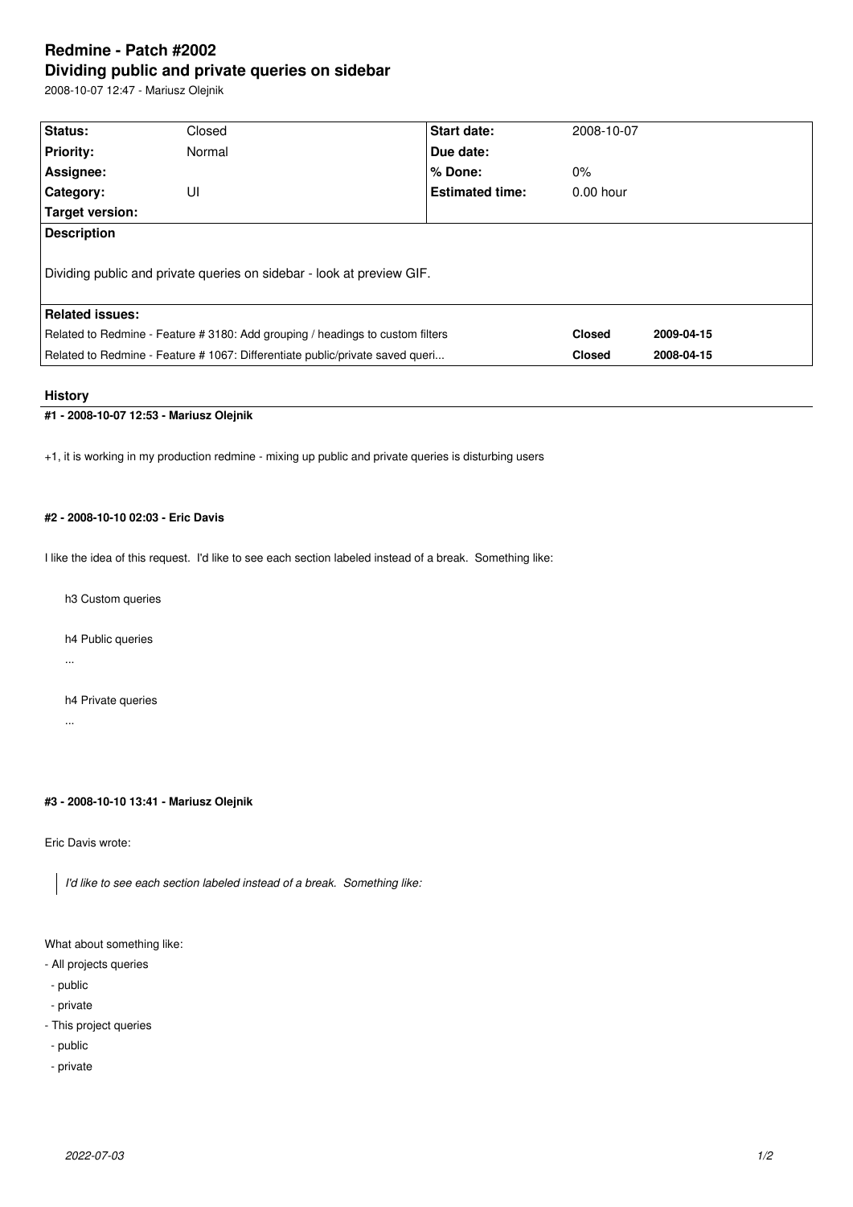# Redmine - Patch #2002

## Dividing public and private queries on sidebar

2008-10-07 12:47 - Mariusz Olejnik

| Status: | Closed | Start date: | 2008-10-07 |
|---|---|---|---|
| Priority: | Normal | Due date: | |
| Assignee: | | % Done: | 0% |
| Category: | UI | Estimated time: | 0.00 hour |
| Target version: | | | |

**Description**

Dividing public and private queries on sidebar - look at preview GIF.

**Related issues:**

| | | |
|---|---|---|
| Related to Redmine - Feature # 3180: Add grouping / headings to custom filters | **Closed** | **2009-04-15** |
| Related to Redmine - Feature # 1067: Differentiate public/private saved queri... | **Closed** | **2008-04-15** |

### History

#### #1 - 2008-10-07 12:53 - Mariusz Olejnik

+1, it is working in my production redmine - mixing up public and private queries is disturbing users

#### #2 - 2008-10-10 02:03 - Eric Davis

I like the idea of this request. I'd like to see each section labeled instead of a break. Something like:

h3 Custom queries

h4 Public queries

...

h4 Private queries

...

#### #3 - 2008-10-10 13:41 - Mariusz Olejnik

Eric Davis wrote:

> *I'd like to see each section labeled instead of a break. Something like:*

What about something like:
- All projects queries
  - public
  - private
- This project queries
  - public
  - private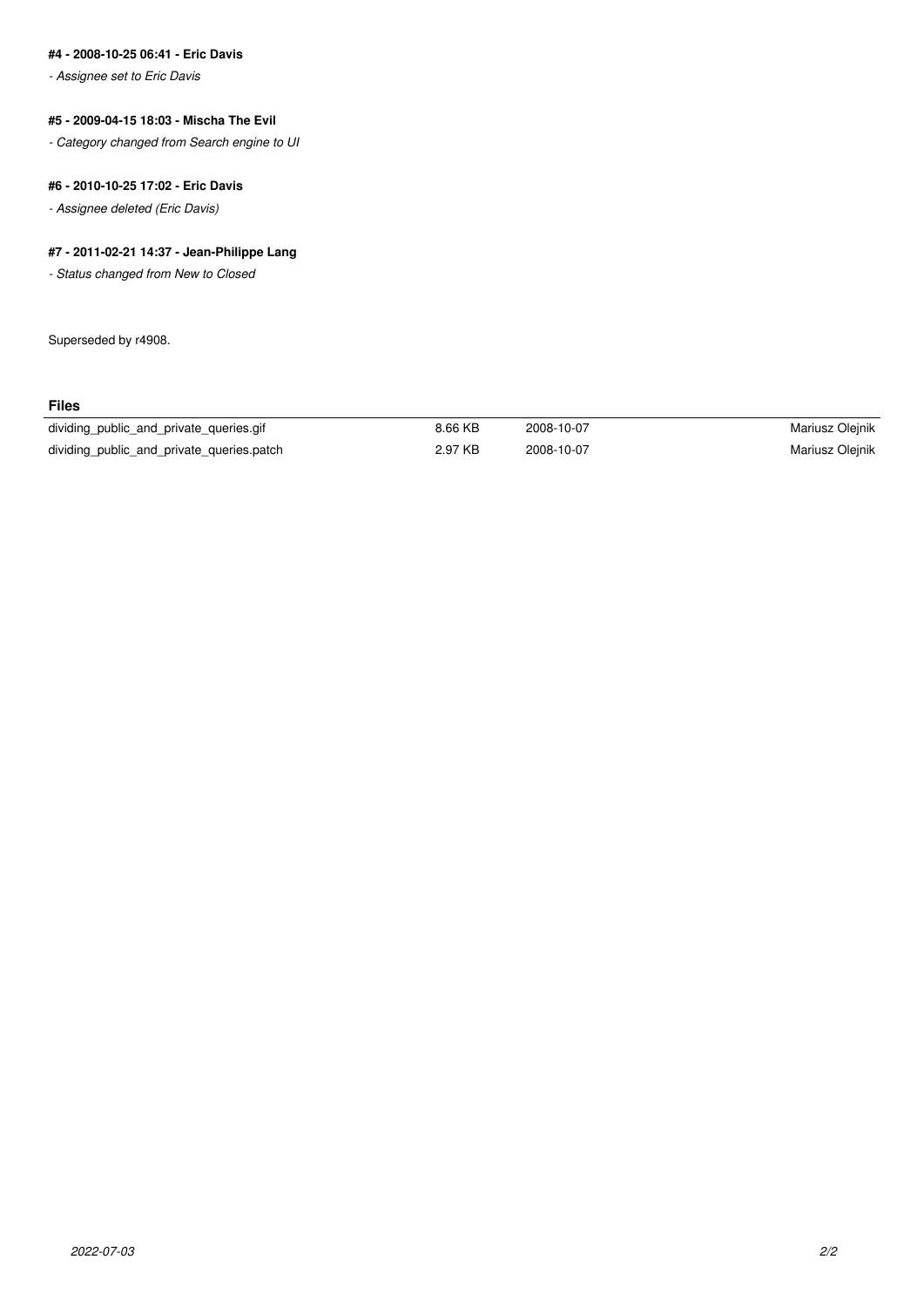#### #4 - 2008-10-25 06:41 - Eric Davis

*- Assignee set to Eric Davis*

#### #5 - 2009-04-15 18:03 - Mischa The Evil

*- Category changed from Search engine to UI*

#### #6 - 2010-10-25 17:02 - Eric Davis

*- Assignee deleted (Eric Davis)*

#### #7 - 2011-02-21 14:37 - Jean-Philippe Lang

*- Status changed from New to Closed*

Superseded by r4908.

### Files

| | | | |
|---|---|---|---|
| dividing_public_and_private_queries.gif | 8.66 KB | 2008-10-07 | Mariusz Olejnik |
| dividing_public_and_private_queries.patch | 2.97 KB | 2008-10-07 | Mariusz Olejnik |